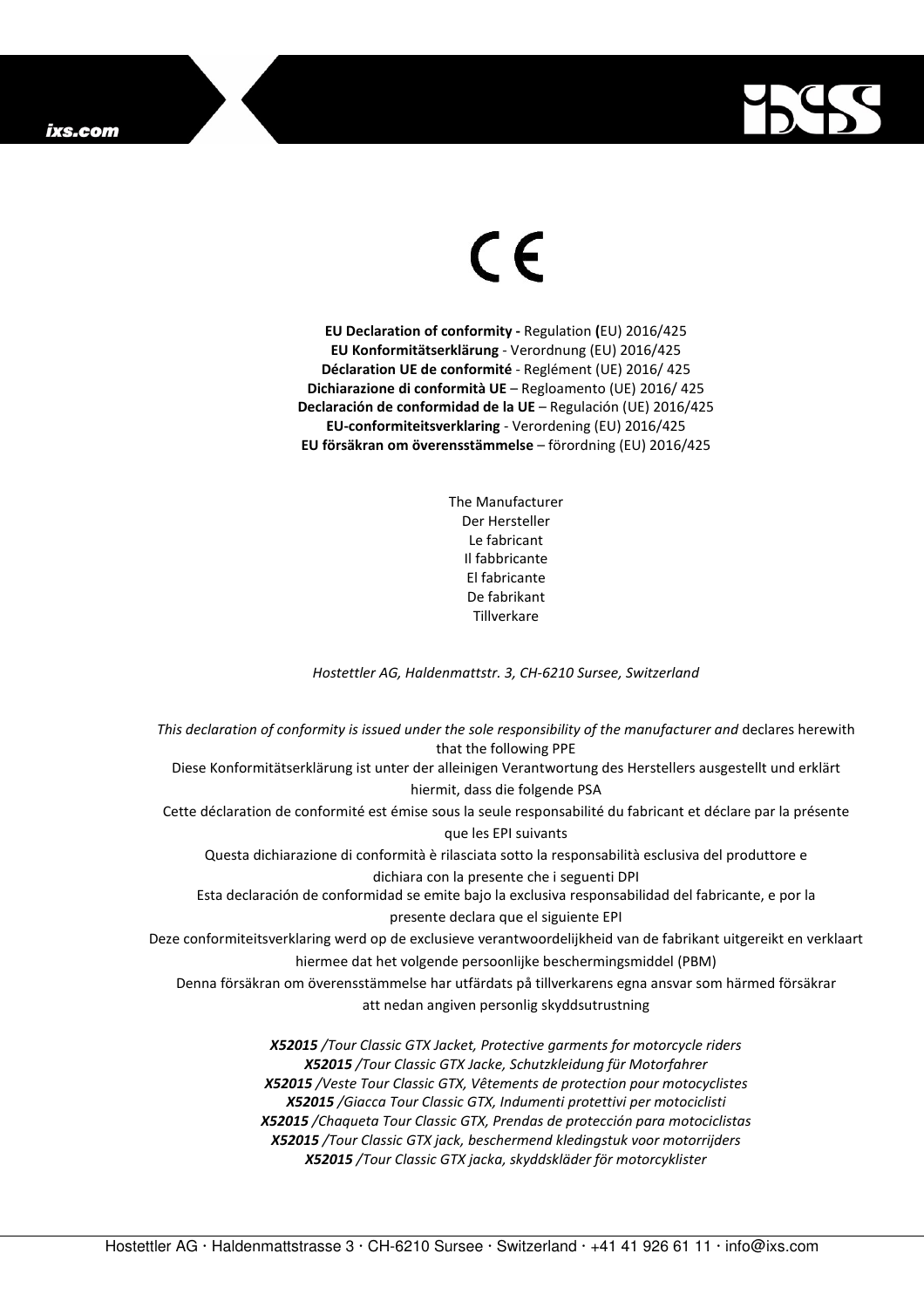CE

**EU Declaration of conformity -** Regulation **(**EU) 2016/425
**EU Konformitätserklärung** - Verordnung (EU) 2016/425
**Déclaration UE de conformité** - Reglément (UE) 2016/ 425
**Dichiarazione di conformità UE** – Regloamento (UE) 2016/ 425
**Declaración de conformidad de la UE** – Regulación (UE) 2016/425
**EU-conformiteitsverklaring** - Verordening (EU) 2016/425
**EU försäkran om överensstämmelse** – förordning (EU) 2016/425

The Manufacturer
Der Hersteller
Le fabricant
Il fabbricante
El fabricante
De fabrikant
Tillverkare

*Hostettler AG, Haldenmattstr. 3, CH-6210 Sursee, Switzerland*

*This declaration of conformity is issued under the sole responsibility of the manufacturer and* declares herewith that the following PPE
Diese Konformitätserklärung ist unter der alleinigen Verantwortung des Herstellers ausgestellt und erklärt hiermit, dass die folgende PSA
Cette déclaration de conformité est émise sous la seule responsabilité du fabricant et déclare par la présente que les EPI suivants
Questa dichiarazione di conformità è rilasciata sotto la responsabilità esclusiva del produttore e dichiara con la presente che i seguenti DPI
Esta declaración de conformidad se emite bajo la exclusiva responsabilidad del fabricante, e por la presente declara que el siguiente EPI
Deze conformiteitsverklaring werd op de exclusieve verantwoordelijkheid van de fabrikant uitgereikt en verklaart hiermee dat het volgende persoonlijke beschermingsmiddel (PBM)
Denna försäkran om överensstämmelse har utfärdats på tillverkarens egna ansvar som härmed försäkrar att nedan angiven personlig skyddsutrustning

***X52015** /Tour Classic GTX Jacket, Protective garments for motorcycle riders*
***X52015** /Tour Classic GTX Jacke, Schutzkleidung für Motorfahrer*
***X52015** /Veste Tour Classic GTX, Vêtements de protection pour motocyclistes*
***X52015** /Giacca Tour Classic GTX, Indumenti protettivi per motociclisti*
***X52015** /Chaqueta Tour Classic GTX, Prendas de protección para motociclistas*
***X52015** /Tour Classic GTX jack, beschermend kledingstuk voor motorrijders*
***X52015** /Tour Classic GTX jacka, skyddskläder för motorcyklister*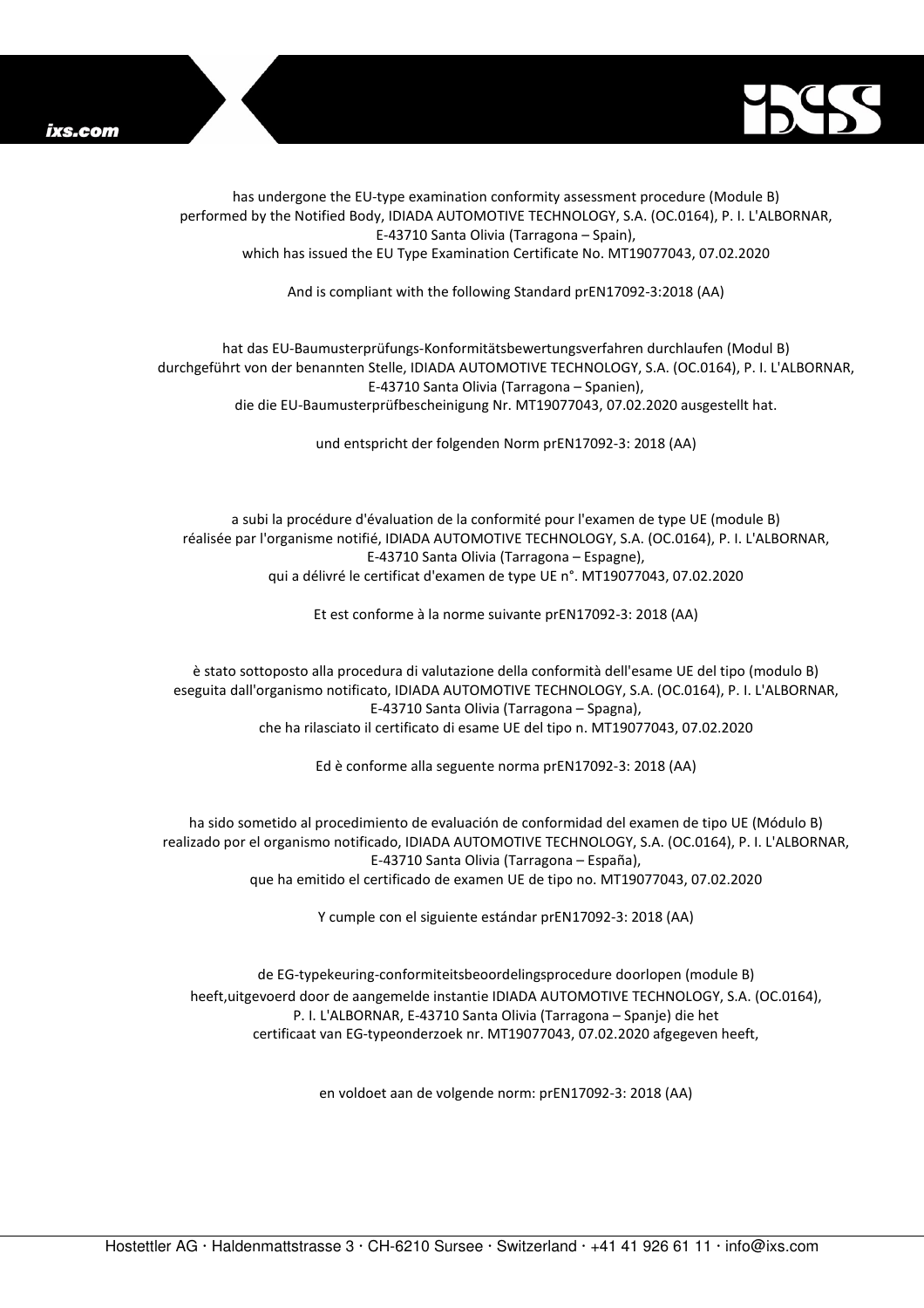has undergone the EU-type examination conformity assessment procedure (Module B)
performed by the Notified Body, IDIADA AUTOMOTIVE TECHNOLOGY, S.A. (OC.0164), P. I. L'ALBORNAR,
E-43710 Santa Olivia (Tarragona – Spain),
which has issued the EU Type Examination Certificate No. MT19077043, 07.02.2020

And is compliant with the following Standard prEN17092-3:2018 (AA)

hat das EU-Baumusterprüfungs-Konformitätsbewertungsverfahren durchlaufen (Modul B)
durchgeführt von der benannten Stelle, IDIADA AUTOMOTIVE TECHNOLOGY, S.A. (OC.0164), P. I. L'ALBORNAR,
E-43710 Santa Olivia (Tarragona – Spanien),
die die EU-Baumusterprüfbescheinigung Nr. MT19077043, 07.02.2020 ausgestellt hat.

und entspricht der folgenden Norm prEN17092-3: 2018 (AA)

a subi la procédure d'évaluation de la conformité pour l'examen de type UE (module B)
réalisée par l'organisme notifié, IDIADA AUTOMOTIVE TECHNOLOGY, S.A. (OC.0164), P. I. L'ALBORNAR,
E-43710 Santa Olivia (Tarragona – Espagne),
qui a délivré le certificat d'examen de type UE n°. MT19077043, 07.02.2020

Et est conforme à la norme suivante prEN17092-3: 2018 (AA)

è stato sottoposto alla procedura di valutazione della conformità dell'esame UE del tipo (modulo B)
eseguita dall'organismo notificato, IDIADA AUTOMOTIVE TECHNOLOGY, S.A. (OC.0164), P. I. L'ALBORNAR,
E-43710 Santa Olivia (Tarragona – Spagna),
che ha rilasciato il certificato di esame UE del tipo n. MT19077043, 07.02.2020

Ed è conforme alla seguente norma prEN17092-3: 2018 (AA)

ha sido sometido al procedimiento de evaluación de conformidad del examen de tipo UE (Módulo B)
realizado por el organismo notificado, IDIADA AUTOMOTIVE TECHNOLOGY, S.A. (OC.0164), P. I. L'ALBORNAR,
E-43710 Santa Olivia (Tarragona – España),
que ha emitido el certificado de examen UE de tipo no. MT19077043, 07.02.2020

Y cumple con el siguiente estándar prEN17092-3: 2018 (AA)

de EG-typekeuring-conformiteitsbeoordelingsprocedure doorlopen (module B)
heeft,uitgevoerd door de aangemelde instantie IDIADA AUTOMOTIVE TECHNOLOGY, S.A. (OC.0164),
P. I. L'ALBORNAR, E-43710 Santa Olivia (Tarragona – Spanje) die het
certificaat van EG-typeonderzoek nr. MT19077043, 07.02.2020 afgegeven heeft,

en voldoet aan de volgende norm: prEN17092-3: 2018 (AA)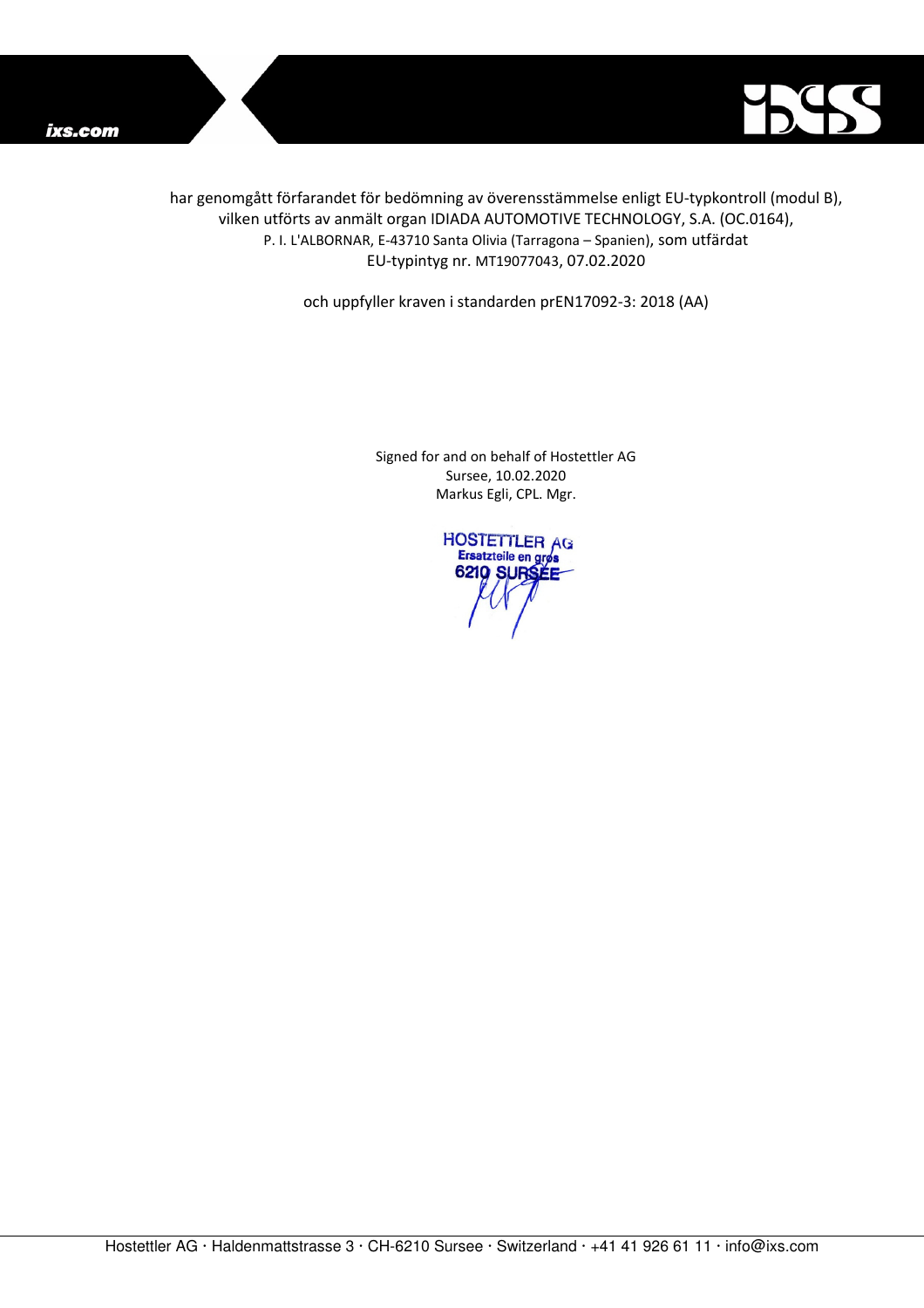har genomgått förfarandet för bedömning av överensstämmelse enligt EU-typkontroll (modul B), vilken utförts av anmält organ IDIADA AUTOMOTIVE TECHNOLOGY, S.A. (OC.0164), P. I. L'ALBORNAR, E-43710 Santa Olivia (Tarragona – Spanien), som utfärdat EU-typintyg nr. MT19077043, 07.02.2020

och uppfyller kraven i standarden prEN17092-3: 2018 (AA)

Signed for and on behalf of Hostettler AG
Sursee, 10.02.2020
Markus Egli, CPL. Mgr.

HOSTETTLER AG
Ersatzteile en gros
6210 SURSEE